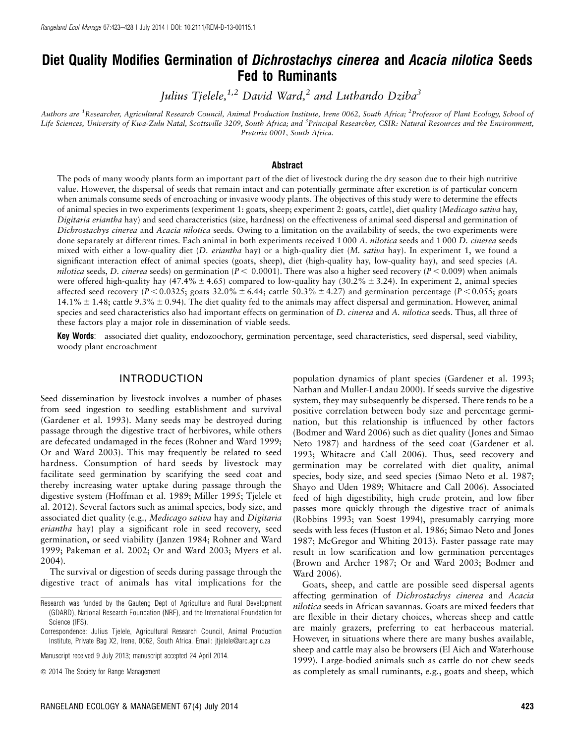# Diet Quality Modifies Germination of *Dichrostachys cinerea* and *Acacia nilotica* Seeds Fed to Ruminants

*Julius Tjelele,[1,2] David Ward,[2] and Luthando Dziba[3]*

*Authors are [1]Researcher, Agricultural Research Council, Animal Production Institute, Irene 0062, South Africa; [2]Professor of Plant Ecology, School of Life Sciences, University of Kwa-Zulu Natal, Scottsville 3209, South Africa; and [3]Principal Researcher, CSIR: Natural Resources and the Environment, Pretoria 0001, South Africa.*

## Abstract

The pods of many woody plants form an important part of the diet of livestock during the dry season due to their high nutritive value. However, the dispersal of seeds that remain intact and can potentially germinate after excretion is of particular concern when animals consume seeds of encroaching or invasive woody plants. The objectives of this study were to determine the effects of animal species in two experiments (experiment 1: goats, sheep; experiment 2: goats, cattle), diet quality (*Medicago sativa* hay, *Digitaria eriantha* hay) and seed characteristics (size, hardness) on the effectiveness of animal seed dispersal and germination of *Dichrostachys cinerea* and *Acacia nilotica* seeds. Owing to a limitation on the availability of seeds, the two experiments were done separately at different times. Each animal in both experiments received 1 000 *A. nilotica* seeds and 1 000 *D. cinerea* seeds mixed with either a low-quality diet (*D. eriantha* hay) or a high-quality diet (*M. sativa* hay). In experiment 1, we found a significant interaction effect of animal species (goats, sheep), diet (high-quality hay, low-quality hay), and seed species (*A. nilotica* seeds, *D. cinerea* seeds) on germination ($P < 0.0001$). There was also a higher seed recovery ($P < 0.009$) when animals were offered high-quality hay (47.4% ± 4.65) compared to low-quality hay (30.2% ± 3.24). In experiment 2, animal species affected seed recovery ($P < 0.0325$; goats 32.0% ± 6.44; cattle 50.3% ± 4.27) and germination percentage ($P < 0.055$; goats 14.1% ± 1.48; cattle 9.3% ± 0.94). The diet quality fed to the animals may affect dispersal and germination. However, animal species and seed characteristics also had important effects on germination of *D. cinerea* and *A. nilotica* seeds. Thus, all three of these factors play a major role in dissemination of viable seeds.

**Key Words**: associated diet quality, endozoochory, germination percentage, seed characteristics, seed dispersal, seed viability, woody plant encroachment

## INTRODUCTION

Seed dissemination by livestock involves a number of phases from seed ingestion to seedling establishment and survival (Gardener et al. 1993). Many seeds may be destroyed during passage through the digestive tract of herbivores, while others are defecated undamaged in the feces (Rohner and Ward 1999; Or and Ward 2003). This may frequently be related to seed hardness. Consumption of hard seeds by livestock may facilitate seed germination by scarifying the seed coat and thereby increasing water uptake during passage through the digestive system (Hoffman et al. 1989; Miller 1995; Tjelele et al. 2012). Several factors such as animal species, body size, and associated diet quality (e.g., *Medicago sativa* hay and *Digitaria eriantha* hay) play a significant role in seed recovery, seed germination, or seed viability (Janzen 1984; Rohner and Ward 1999; Pakeman et al. 2002; Or and Ward 2003; Myers et al. 2004).

The survival or digestion of seeds during passage through the digestive tract of animals has vital implications for the population dynamics of plant species (Gardener et al. 1993; Nathan and Muller-Landau 2000). If seeds survive the digestive system, they may subsequently be dispersed. There tends to be a positive correlation between body size and percentage germination, but this relationship is influenced by other factors (Bodmer and Ward 2006) such as diet quality (Jones and Simao Neto 1987) and hardness of the seed coat (Gardener et al. 1993; Whitacre and Call 2006). Thus, seed recovery and germination may be correlated with diet quality, animal species, body size, and seed species (Simao Neto et al. 1987; Shayo and Uden 1989; Whitacre and Call 2006). Associated feed of high digestibility, high crude protein, and low fiber passes more quickly through the digestive tract of animals (Robbins 1993; van Soest 1994), presumably carrying more seeds with less feces (Huston et al. 1986; Simao Neto and Jones 1987; McGregor and Whiting 2013). Faster passage rate may result in low scarification and low germination percentages (Brown and Archer 1987; Or and Ward 2003; Bodmer and Ward 2006).

Goats, sheep, and cattle are possible seed dispersal agents affecting germination of *Dichrostachys cinerea* and *Acacia nilotica* seeds in African savannas. Goats are mixed feeders that are flexible in their dietary choices, whereas sheep and cattle are mainly grazers, preferring to eat herbaceous material. However, in situations where there are many bushes available, sheep and cattle may also be browsers (El Aich and Waterhouse 1999). Large-bodied animals such as cattle do not chew seeds as completely as small ruminants, e.g., goats and sheep, which

Research was funded by the Gauteng Dept of Agriculture and Rural Development (GDARD), National Research Foundation (NRF), and the International Foundation for Science (IFS).

Correspondence: Julius Tjelele, Agricultural Research Council, Animal Production Institute, Private Bag X2, Irene, 0062, South Africa. Email: jtjelele@arc.agric.za

Manuscript received 9 July 2013; manuscript accepted 24 April 2014.

© 2014 The Society for Range Management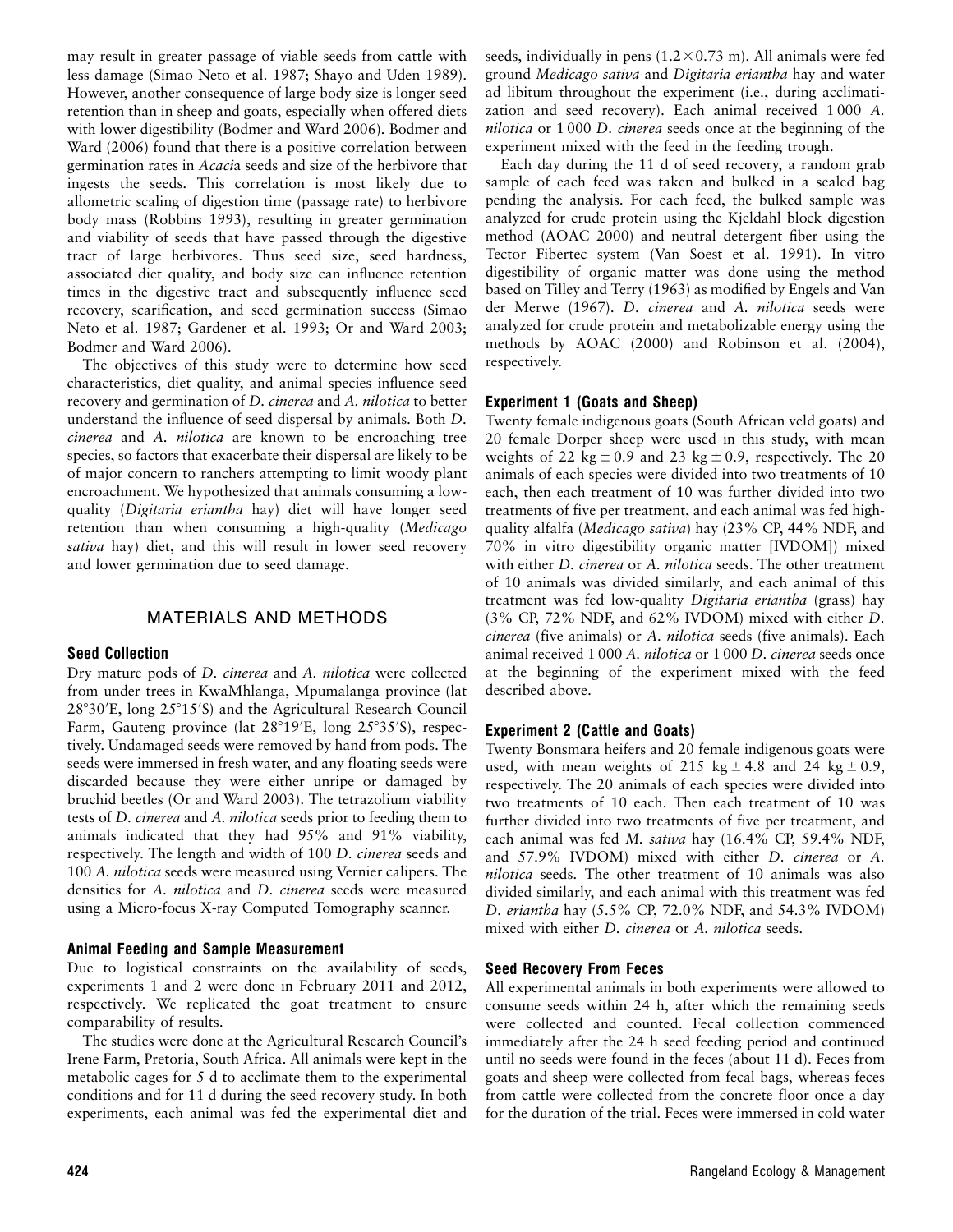may result in greater passage of viable seeds from cattle with less damage (Simao Neto et al. 1987; Shayo and Uden 1989). However, another consequence of large body size is longer seed retention than in sheep and goats, especially when offered diets with lower digestibility (Bodmer and Ward 2006). Bodmer and Ward (2006) found that there is a positive correlation between germination rates in *Acacia* seeds and size of the herbivore that ingests the seeds. This correlation is most likely due to allometric scaling of digestion time (passage rate) to herbivore body mass (Robbins 1993), resulting in greater germination and viability of seeds that have passed through the digestive tract of large herbivores. Thus seed size, seed hardness, associated diet quality, and body size can influence retention times in the digestive tract and subsequently influence seed recovery, scarification, and seed germination success (Simao Neto et al. 1987; Gardener et al. 1993; Or and Ward 2003; Bodmer and Ward 2006).

The objectives of this study were to determine how seed characteristics, diet quality, and animal species influence seed recovery and germination of *D. cinerea* and *A. nilotica* to better understand the influence of seed dispersal by animals. Both *D. cinerea* and *A. nilotica* are known to be encroaching tree species, so factors that exacerbate their dispersal are likely to be of major concern to ranchers attempting to limit woody plant encroachment. We hypothesized that animals consuming a low-quality (*Digitaria eriantha* hay) diet will have longer seed retention than when consuming a high-quality (*Medicago sativa* hay) diet, and this will result in lower seed recovery and lower germination due to seed damage.

## MATERIALS AND METHODS

### Seed Collection

Dry mature pods of *D. cinerea* and *A. nilotica* were collected from under trees in KwaMhlanga, Mpumalanga province (lat 28°30′E, long 25°15′S) and the Agricultural Research Council Farm, Gauteng province (lat 28°19′E, long 25°35′S), respectively. Undamaged seeds were removed by hand from pods. The seeds were immersed in fresh water, and any floating seeds were discarded because they were either unripe or damaged by bruchid beetles (Or and Ward 2003). The tetrazolium viability tests of *D. cinerea* and *A. nilotica* seeds prior to feeding them to animals indicated that they had 95% and 91% viability, respectively. The length and width of 100 *D. cinerea* seeds and 100 *A. nilotica* seeds were measured using Vernier calipers. The densities for *A. nilotica* and *D. cinerea* seeds were measured using a Micro-focus X-ray Computed Tomography scanner.

### Animal Feeding and Sample Measurement

Due to logistical constraints on the availability of seeds, experiments 1 and 2 were done in February 2011 and 2012, respectively. We replicated the goat treatment to ensure comparability of results.

The studies were done at the Agricultural Research Council's Irene Farm, Pretoria, South Africa. All animals were kept in the metabolic cages for 5 d to acclimate them to the experimental conditions and for 11 d during the seed recovery study. In both experiments, each animal was fed the experimental diet and seeds, individually in pens ($1.2 \times 0.73$ m). All animals were fed ground *Medicago sativa* and *Digitaria eriantha* hay and water ad libitum throughout the experiment (i.e., during acclimatization and seed recovery). Each animal received 1 000 *A. nilotica* or 1 000 *D. cinerea* seeds once at the beginning of the experiment mixed with the feed in the feeding trough.

Each day during the 11 d of seed recovery, a random grab sample of each feed was taken and bulked in a sealed bag pending the analysis. For each feed, the bulked sample was analyzed for crude protein using the Kjeldahl block digestion method (AOAC 2000) and neutral detergent fiber using the Tector Fibertec system (Van Soest et al. 1991). In vitro digestibility of organic matter was done using the method based on Tilley and Terry (1963) as modified by Engels and Van der Merwe (1967). *D. cinerea* and *A. nilotica* seeds were analyzed for crude protein and metabolizable energy using the methods by AOAC (2000) and Robinson et al. (2004), respectively.

### Experiment 1 (Goats and Sheep)

Twenty female indigenous goats (South African veld goats) and 20 female Dorper sheep were used in this study, with mean weights of 22 kg ± 0.9 and 23 kg ± 0.9, respectively. The 20 animals of each species were divided into two treatments of 10 each, then each treatment of 10 was further divided into two treatments of five per treatment, and each animal was fed high-quality alfalfa (*Medicago sativa*) hay (23% CP, 44% NDF, and 70% in vitro digestibility organic matter [IVDOM]) mixed with either *D. cinerea* or *A. nilotica* seeds. The other treatment of 10 animals was divided similarly, and each animal of this treatment was fed low-quality *Digitaria eriantha* (grass) hay (3% CP, 72% NDF, and 62% IVDOM) mixed with either *D. cinerea* (five animals) or *A. nilotica* seeds (five animals). Each animal received 1 000 *A. nilotica* or 1 000 *D. cinerea* seeds once at the beginning of the experiment mixed with the feed described above.

### Experiment 2 (Cattle and Goats)

Twenty Bonsmara heifers and 20 female indigenous goats were used, with mean weights of 215 kg ± 4.8 and 24 kg ± 0.9, respectively. The 20 animals of each species were divided into two treatments of 10 each. Then each treatment of 10 was further divided into two treatments of five per treatment, and each animal was fed *M. sativa* hay (16.4% CP, 59.4% NDF, and 57.9% IVDOM) mixed with either *D. cinerea* or *A. nilotica* seeds. The other treatment of 10 animals was also divided similarly, and each animal with this treatment was fed *D. eriantha* hay (5.5% CP, 72.0% NDF, and 54.3% IVDOM) mixed with either *D. cinerea* or *A. nilotica* seeds.

### Seed Recovery From Feces

All experimental animals in both experiments were allowed to consume seeds within 24 h, after which the remaining seeds were collected and counted. Fecal collection commenced immediately after the 24 h seed feeding period and continued until no seeds were found in the feces (about 11 d). Feces from goats and sheep were collected from fecal bags, whereas feces from cattle were collected from the concrete floor once a day for the duration of the trial. Feces were immersed in cold water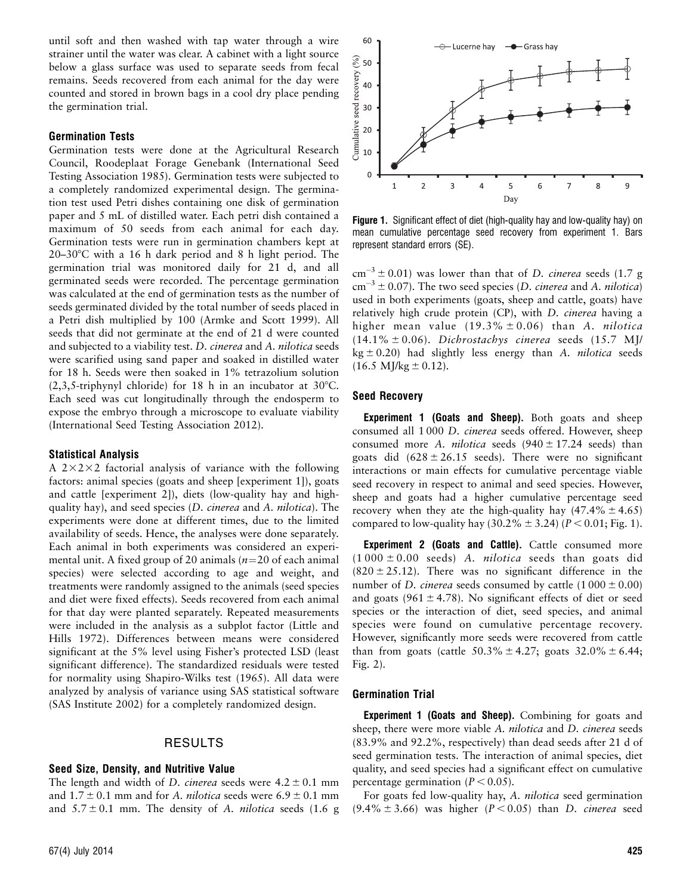until soft and then washed with tap water through a wire strainer until the water was clear. A cabinet with a light source below a glass surface was used to separate seeds from fecal remains. Seeds recovered from each animal for the day were counted and stored in brown bags in a cool dry place pending the germination trial.

### Germination Tests

Germination tests were done at the Agricultural Research Council, Roodeplaat Forage Genebank (International Seed Testing Association 1985). Germination tests were subjected to a completely randomized experimental design. The germination test used Petri dishes containing one disk of germination paper and 5 mL of distilled water. Each petri dish contained a maximum of 50 seeds from each animal for each day. Germination tests were run in germination chambers kept at 20–30°C with a 16 h dark period and 8 h light period. The germination trial was monitored daily for 21 d, and all germinated seeds were recorded. The percentage germination was calculated at the end of germination tests as the number of seeds germinated divided by the total number of seeds placed in a Petri dish multiplied by 100 (Armke and Scott 1999). All seeds that did not germinate at the end of 21 d were counted and subjected to a viability test. *D. cinerea* and *A. nilotica* seeds were scarified using sand paper and soaked in distilled water for 18 h. Seeds were then soaked in 1% tetrazolium solution (2,3,5-triphynyl chloride) for 18 h in an incubator at 30°C. Each seed was cut longitudinally through the endosperm to expose the embryo through a microscope to evaluate viability (International Seed Testing Association 2012).

### Statistical Analysis

A $2 \times 2 \times 2$ factorial analysis of variance with the following factors: animal species (goats and sheep [experiment 1]), goats and cattle [experiment 2]), diets (low-quality hay and high-quality hay), and seed species (*D. cinerea* and *A. nilotica*). The experiments were done at different times, due to the limited availability of seeds. Hence, the analyses were done separately. Each animal in both experiments was considered an experimental unit. A fixed group of 20 animals ($n=20$ of each animal species) were selected according to age and weight, and treatments were randomly assigned to the animals (seed species and diet were fixed effects). Seeds recovered from each animal for that day were planted separately. Repeated measurements were included in the analysis as a subplot factor (Little and Hills 1972). Differences between means were considered significant at the 5% level using Fisher's protected LSD (least significant difference). The standardized residuals were tested for normality using Shapiro-Wilks test (1965). All data were analyzed by analysis of variance using SAS statistical software (SAS Institute 2002) for a completely randomized design.

## RESULTS

### Seed Size, Density, and Nutritive Value

The length and width of *D. cinerea* seeds were $4.2 \pm 0.1$ mm and $1.7 \pm 0.1$ mm and for *A. nilotica* seeds were $6.9 \pm 0.1$ mm and $5.7 \pm 0.1$ mm. The density of *A. nilotica* seeds (1.6 g $cm^{-3} \pm 0.01$) was lower than that of *D. cinerea* seeds (1.7 g $cm^{-3} \pm 0.07$). The two seed species (*D. cinerea* and *A. nilotica*) used in both experiments (goats, sheep and cattle, goats) have relatively high crude protein (CP), with *D. cinerea* having a higher mean value ($19.3\% \pm 0.06$) than *A. nilotica* ($14.1\% \pm 0.06$). *Dichrostachys cinerea* seeds (15.7 MJ/kg $\pm$ 0.20) had slightly less energy than *A. nilotica* seeds (16.5 MJ/kg $\pm$ 0.12).

Lucerne hay
Grass hay
Cumulative seed recovery (%)
60
50
40
30
20
10
0
1 2 3 4 5 6 7 8 9
Day

**Figure 1.** Significant effect of diet (high-quality hay and low-quality hay) on mean cumulative percentage seed recovery from experiment 1. Bars represent standard errors (SE).

### Seed Recovery

**Experiment 1 (Goats and Sheep).** Both goats and sheep consumed all 1 000 *D. cinerea* seeds offered. However, sheep consumed more *A. nilotica* seeds ($940 \pm 17.24$ seeds) than goats did ($628 \pm 26.15$ seeds). There were no significant interactions or main effects for cumulative percentage viable seed recovery in respect to animal and seed species. However, sheep and goats had a higher cumulative percentage seed recovery when they ate the high-quality hay ($47.4\% \pm 4.65$) compared to low-quality hay ($30.2\% \pm 3.24$) ($P < 0.01$; Fig. 1).

**Experiment 2 (Goats and Cattle).** Cattle consumed more ($1\,000 \pm 0.00$ seeds) *A. nilotica* seeds than goats did ($820 \pm 25.12$). There was no significant difference in the number of *D. cinerea* seeds consumed by cattle ($1\,000 \pm 0.00$) and goats ($961 \pm 4.78$). No significant effects of diet or seed species or the interaction of diet, seed species, and animal species were found on cumulative percentage recovery. However, significantly more seeds were recovered from cattle than from goats (cattle $50.3\% \pm 4.27$; goats $32.0\% \pm 6.44$; Fig. 2).

### Germination Trial

**Experiment 1 (Goats and Sheep).** Combining for goats and sheep, there were more viable *A. nilotica* and *D. cinerea* seeds (83.9% and 92.2%, respectively) than dead seeds after 21 d of seed germination tests. The interaction of animal species, diet quality, and seed species had a significant effect on cumulative percentage germination ($P < 0.05$).

For goats fed low-quality hay, *A. nilotica* seed germination ($9.4\% \pm 3.66$) was higher ($P < 0.05$) than *D. cinerea* seed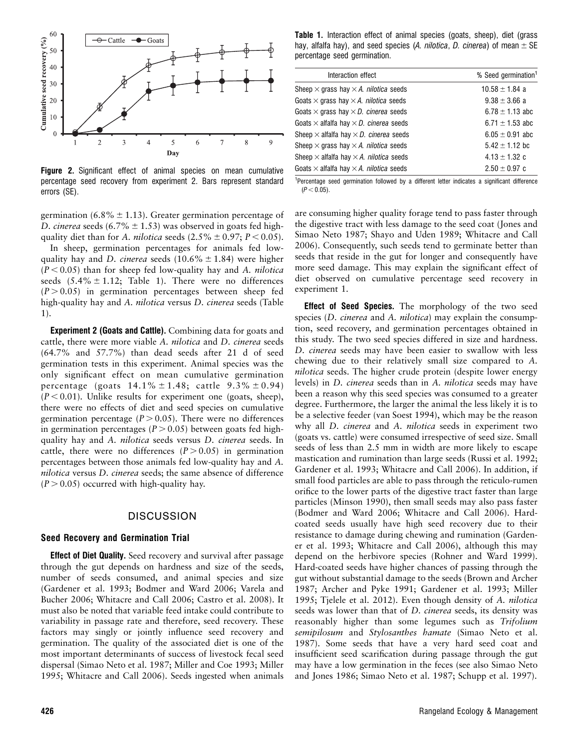60
50
40
30
20
10
0
Cumulative seed recovery (%)
Cattle
Goats
1 2 3 4 5 6 7 8 9
Day

**Figure 2.** Significant effect of animal species on mean cumulative percentage seed recovery from experiment 2. Bars represent standard errors (SE).

germination (6.8% ± 1.13). Greater germination percentage of *D. cinerea* seeds (6.7% ± 1.53) was observed in goats fed high-quality diet than for *A. nilotica* seeds (2.5% ± 0.97; $P < 0.05$).

In sheep, germination percentages for animals fed low-quality hay and *D. cinerea* seeds (10.6% ± 1.84) were higher ($P < 0.05$) than for sheep fed low-quality hay and *A. nilotica* seeds (5.4% ± 1.12; Table 1). There were no differences ($P > 0.05$) in germination percentages between sheep fed high-quality hay and *A. nilotica* versus *D. cinerea* seeds (Table 1).

**Experiment 2 (Goats and Cattle).** Combining data for goats and cattle, there were more viable *A. nilotica* and *D. cinerea* seeds (64.7% and 57.7%) than dead seeds after 21 d of seed germination tests in this experiment. Animal species was the only significant effect on mean cumulative germination percentage (goats 14.1% ± 1.48; cattle 9.3% ± 0.94) ($P < 0.01$). Unlike results for experiment one (goats, sheep), there were no effects of diet and seed species on cumulative germination percentage ($P > 0.05$). There were no differences in germination percentages ($P > 0.05$) between goats fed high-quality hay and *A. nilotica* seeds versus *D. cinerea* seeds. In cattle, there were no differences ($P > 0.05$) in germination percentages between those animals fed low-quality hay and *A. nilotica* versus *D. cinerea* seeds; the same absence of difference ($P > 0.05$) occurred with high-quality hay.

**Table 1.** Interaction effect of animal species (goats, sheep), diet (grass hay, alfalfa hay), and seed species (*A. nilotica*, *D. cinerea*) of mean ± SE percentage seed germination.

| Interaction effect | % Seed germination[1] |
|---|---|
| Sheep × grass hay × *A. nilotica* seeds | 10.58 ± 1.84 a |
| Goats × grass hay × *A. nilotica* seeds | 9.38 ± 3.66 a |
| Goats × grass hay × *D. cinerea* seeds | 6.78 ± 1.13 abc |
| Goats × alfalfa hay × *D. cinerea* seeds | 6.71 ± 1.53 abc |
| Sheep × alfalfa hay × *D. cinerea* seeds | 6.05 ± 0.91 abc |
| Sheep × grass hay × *A. nilotica* seeds | 5.42 ± 1.12 bc |
| Sheep × alfalfa hay × *A. nilotica* seeds | 4.13 ± 1.32 c |
| Goats × alfalfa hay × *A. nilotica* seeds | 2.50 ± 0.97 c |

[1]Percentage seed germination followed by a different letter indicates a significant difference ($P < 0.05$).

## DISCUSSION

### Seed Recovery and Germination Trial

**Effect of Diet Quality.** Seed recovery and survival after passage through the gut depends on hardness and size of the seeds, number of seeds consumed, and animal species and size (Gardener et al. 1993; Bodmer and Ward 2006; Varela and Bucher 2006; Whitacre and Call 2006; Castro et al. 2008). It must also be noted that variable feed intake could contribute to variability in passage rate and therefore, seed recovery. These factors may singly or jointly influence seed recovery and germination. The quality of the associated diet is one of the most important determinants of success of livestock fecal seed dispersal (Simao Neto et al. 1987; Miller and Coe 1993; Miller 1995; Whitacre and Call 2006). Seeds ingested when animals are consuming higher quality forage tend to pass faster through the digestive tract with less damage to the seed coat (Jones and Simao Neto 1987; Shayo and Uden 1989; Whitacre and Call 2006). Consequently, such seeds tend to germinate better than seeds that reside in the gut for longer and consequently have more seed damage. This may explain the significant effect of diet observed on cumulative percentage seed recovery in experiment 1.

**Effect of Seed Species.** The morphology of the two seed species (*D. cinerea* and *A. nilotica*) may explain the consumption, seed recovery, and germination percentages obtained in this study. The two seed species differed in size and hardness. *D. cinerea* seeds may have been easier to swallow with less chewing due to their relatively small size compared to *A. nilotica* seeds. The higher crude protein (despite lower energy levels) in *D. cinerea* seeds than in *A. nilotica* seeds may have been a reason why this seed species was consumed to a greater degree. Furthermore, the larger the animal the less likely it is to be a selective feeder (van Soest 1994), which may be the reason why all *D. cinerea* and *A. nilotica* seeds in experiment two (goats vs. cattle) were consumed irrespective of seed size. Small seeds of less than 2.5 mm in width are more likely to escape mastication and rumination than large seeds (Russi et al. 1992; Gardener et al. 1993; Whitacre and Call 2006). In addition, if small food particles are able to pass through the reticulo-rumen orifice to the lower parts of the digestive tract faster than large particles (Minson 1990), then small seeds may also pass faster (Bodmer and Ward 2006; Whitacre and Call 2006). Hard-coated seeds usually have high seed recovery due to their resistance to damage during chewing and rumination (Gardener et al. 1993; Whitacre and Call 2006), although this may depend on the herbivore species (Rohner and Ward 1999). Hard-coated seeds have higher chances of passing through the gut without substantial damage to the seeds (Brown and Archer 1987; Archer and Pyke 1991; Gardener et al. 1993; Miller 1995; Tjelele et al. 2012). Even though density of *A. nilotica* seeds was lower than that of *D. cinerea* seeds, its density was reasonably higher than some legumes such as *Trifolium semipilosum* and *Stylosanthes hamate* (Simao Neto et al. 1987). Some seeds that have a very hard seed coat and insufficient seed scarification during passage through the gut may have a low germination in the feces (see also Simao Neto and Jones 1986; Simao Neto et al. 1987; Schupp et al. 1997).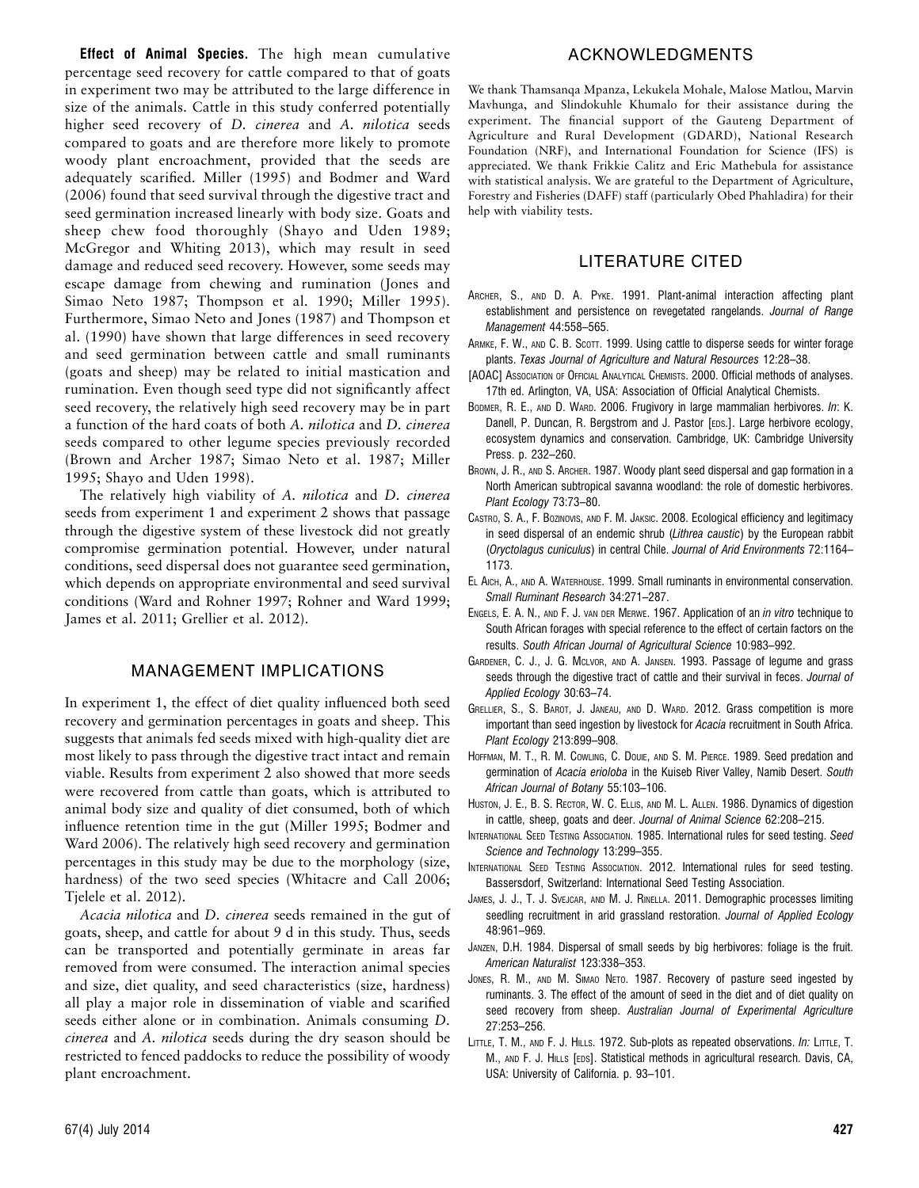**Effect of Animal Species.** The high mean cumulative percentage seed recovery for cattle compared to that of goats in experiment two may be attributed to the large difference in size of the animals. Cattle in this study conferred potentially higher seed recovery of *D. cinerea* and *A. nilotica* seeds compared to goats and are therefore more likely to promote woody plant encroachment, provided that the seeds are adequately scarified. Miller (1995) and Bodmer and Ward (2006) found that seed survival through the digestive tract and seed germination increased linearly with body size. Goats and sheep chew food thoroughly (Shayo and Uden 1989; McGregor and Whiting 2013), which may result in seed damage and reduced seed recovery. However, some seeds may escape damage from chewing and rumination (Jones and Simao Neto 1987; Thompson et al. 1990; Miller 1995). Furthermore, Simao Neto and Jones (1987) and Thompson et al. (1990) have shown that large differences in seed recovery and seed germination between cattle and small ruminants (goats and sheep) may be related to initial mastication and rumination. Even though seed type did not significantly affect seed recovery, the relatively high seed recovery may be in part a function of the hard coats of both *A. nilotica* and *D. cinerea* seeds compared to other legume species previously recorded (Brown and Archer 1987; Simao Neto et al. 1987; Miller 1995; Shayo and Uden 1998).

The relatively high viability of *A. nilotica* and *D. cinerea* seeds from experiment 1 and experiment 2 shows that passage through the digestive system of these livestock did not greatly compromise germination potential. However, under natural conditions, seed dispersal does not guarantee seed germination, which depends on appropriate environmental and seed survival conditions (Ward and Rohner 1997; Rohner and Ward 1999; James et al. 2011; Grellier et al. 2012).

## MANAGEMENT IMPLICATIONS

In experiment 1, the effect of diet quality influenced both seed recovery and germination percentages in goats and sheep. This suggests that animals fed seeds mixed with high-quality diet are most likely to pass through the digestive tract intact and remain viable. Results from experiment 2 also showed that more seeds were recovered from cattle than goats, which is attributed to animal body size and quality of diet consumed, both of which influence retention time in the gut (Miller 1995; Bodmer and Ward 2006). The relatively high seed recovery and germination percentages in this study may be due to the morphology (size, hardness) of the two seed species (Whitacre and Call 2006; Tjelele et al. 2012).

*Acacia nilotica* and *D. cinerea* seeds remained in the gut of goats, sheep, and cattle for about 9 d in this study. Thus, seeds can be transported and potentially germinate in areas far removed from were consumed. The interaction animal species and size, diet quality, and seed characteristics (size, hardness) all play a major role in dissemination of viable and scarified seeds either alone or in combination. Animals consuming *D. cinerea* and *A. nilotica* seeds during the dry season should be restricted to fenced paddocks to reduce the possibility of woody plant encroachment.

## ACKNOWLEDGMENTS

We thank Thamsanqa Mpanza, Lekukela Mohale, Malose Matlou, Marvin Mavhunga, and Slindokuhle Khumalo for their assistance during the experiment. The financial support of the Gauteng Department of Agriculture and Rural Development (GDARD), National Research Foundation (NRF), and International Foundation for Science (IFS) is appreciated. We thank Frikkie Calitz and Eric Mathebula for assistance with statistical analysis. We are grateful to the Department of Agriculture, Forestry and Fisheries (DAFF) staff (particularly Obed Phahladira) for their help with viability tests.

## LITERATURE CITED

Archer, S., and D. A. Pyke. 1991. Plant-animal interaction affecting plant establishment and persistence on revegetated rangelands. *Journal of Range Management* 44:558–565.

Armke, F. W., and C. B. Scott. 1999. Using cattle to disperse seeds for winter forage plants. *Texas Journal of Agriculture and Natural Resources* 12:28–38.

[AOAC] Association of Official Analytical Chemists. 2000. Official methods of analyses. 17th ed. Arlington, VA, USA: Association of Official Analytical Chemists.

Bodmer, R. E., and D. Ward. 2006. Frugivory in large mammalian herbivores. *In*: K. Danell, P. Duncan, R. Bergstrom and J. Pastor [eds.]. Large herbivore ecology, ecosystem dynamics and conservation. Cambridge, UK: Cambridge University Press. p. 232–260.

Brown, J. R., and S. Archer. 1987. Woody plant seed dispersal and gap formation in a North American subtropical savanna woodland: the role of domestic herbivores. *Plant Ecology* 73:73–80.

Castro, S. A., F. Bozinovis, and F. M. Jaksic. 2008. Ecological efficiency and legitimacy in seed dispersal of an endemic shrub (*Lithrea caustic*) by the European rabbit (*Oryctolagus cuniculus*) in central Chile. *Journal of Arid Environments* 72:1164–1173.

El Aich, A., and A. Waterhouse. 1999. Small ruminants in environmental conservation. *Small Ruminant Research* 34:271–287.

Engels, E. A. N., and F. J. van der Merwe. 1967. Application of an *in vitro* technique to South African forages with special reference to the effect of certain factors on the results. *South African Journal of Agricultural Science* 10:983–992.

Gardener, C. J., J. G. McIvor, and A. Jansen. 1993. Passage of legume and grass seeds through the digestive tract of cattle and their survival in feces. *Journal of Applied Ecology* 30:63–74.

Grellier, S., S. Barot, J. Janeau, and D. Ward. 2012. Grass competition is more important than seed ingestion by livestock for *Acacia* recruitment in South Africa. *Plant Ecology* 213:899–908.

Hoffman, M. T., R. M. Cowling, C. Douie, and S. M. Pierce. 1989. Seed predation and germination of *Acacia erioloba* in the Kuiseb River Valley, Namib Desert. *South African Journal of Botany* 55:103–106.

Huston, J. E., B. S. Rector, W. C. Ellis, and M. L. Allen. 1986. Dynamics of digestion in cattle, sheep, goats and deer. *Journal of Animal Science* 62:208–215.

International Seed Testing Association. 1985. International rules for seed testing. *Seed Science and Technology* 13:299–355.

International Seed Testing Association. 2012. International rules for seed testing. Bassersdorf, Switzerland: International Seed Testing Association.

James, J. J., T. J. Svejcar, and M. J. Rinella. 2011. Demographic processes limiting seedling recruitment in arid grassland restoration. *Journal of Applied Ecology* 48:961–969.

Janzen, D.H. 1984. Dispersal of small seeds by big herbivores: foliage is the fruit. *American Naturalist* 123:338–353.

Jones, R. M., and M. Simao Neto. 1987. Recovery of pasture seed ingested by ruminants. 3. The effect of the amount of seed in the diet and of diet quality on seed recovery from sheep. *Australian Journal of Experimental Agriculture* 27:253–256.

Little, T. M., and F. J. Hills. 1972. Sub-plots as repeated observations. *In:* Little, T. M., and F. J. Hills [eds]. Statistical methods in agricultural research. Davis, CA, USA: University of California. p. 93–101.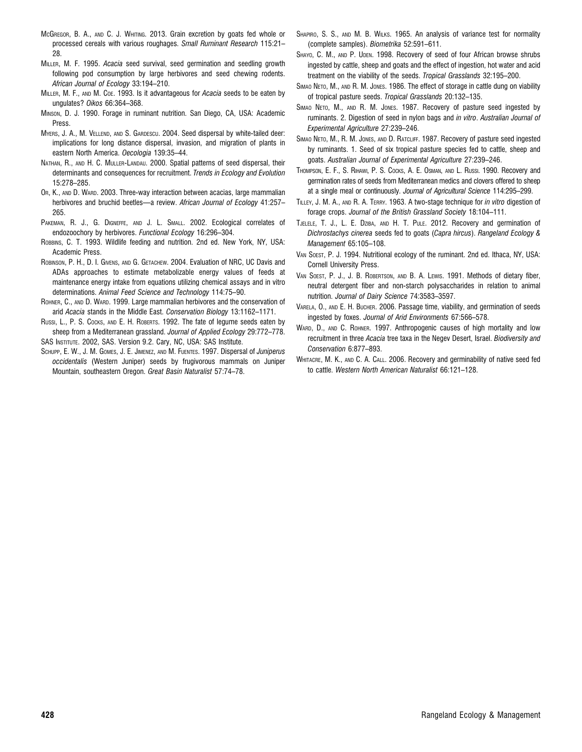McGregor, B. A., and C. J. Whiting. 2013. Grain excretion by goats fed whole or processed cereals with various roughages. *Small Ruminant Research* 115:21–28.

Miller, M. F. 1995. *Acacia* seed survival, seed germination and seedling growth following pod consumption by large herbivores and seed chewing rodents. *African Journal of Ecology* 33:194–210.

Miller, M. F., and M. Coe. 1993. Is it advantageous for *Acacia* seeds to be eaten by ungulates? *Oikos* 66:364–368.

Minson, D. J. 1990. Forage in ruminant nutrition. San Diego, CA, USA: Academic Press.

Myers, J. A., M. Vellend, and S. Gardescu. 2004. Seed dispersal by white-tailed deer: implications for long distance dispersal, invasion, and migration of plants in eastern North America. *Oecologia* 139:35–44.

Nathan, R., and H. C. Muller-Landau. 2000. Spatial patterns of seed dispersal, their determinants and consequences for recruitment. *Trends in Ecology and Evolution* 15:278–285.

Or, K., and D. Ward. 2003. Three-way interaction between acacias, large mammalian herbivores and bruchid beetles—a review. *African Journal of Ecology* 41:257–265.

Pakeman, R. J., G. Digneffe, and J. L. Small. 2002. Ecological correlates of endozoochory by herbivores. *Functional Ecology* 16:296–304.

Robbins, C. T. 1993. Wildlife feeding and nutrition. 2nd ed. New York, NY, USA: Academic Press.

Robinson, P. H., D. I. Givens, and G. Getachew. 2004. Evaluation of NRC, UC Davis and ADAs approaches to estimate metabolizable energy values of feeds at maintenance energy intake from equations utilizing chemical assays and in vitro determinations. *Animal Feed Science and Technology* 114:75–90.

Rohner, C., and D. Ward. 1999. Large mammalian herbivores and the conservation of arid *Acacia* stands in the Middle East. *Conservation Biology* 13:1162–1171.

Russi, L., P. S. Cocks, and E. H. Roberts. 1992. The fate of legume seeds eaten by sheep from a Mediterranean grassland. *Journal of Applied Ecology* 29:772–778.

SAS Institute. 2002, SAS. Version 9.2. Cary, NC, USA: SAS Institute.

Schupp, E. W., J. M. Gomes, J. E. Jimenez, and M. Fuentes. 1997. Dispersal of *Juniperus occidentalis* (Western Juniper) seeds by frugivorous mammals on Juniper Mountain, southeastern Oregon. *Great Basin Naturalist* 57:74–78.

Shapiro, S. S., and M. B. Wilks. 1965. An analysis of variance test for normality (complete samples). *Biometrika* 52:591–611.

Shayo, C. M., and P. Uden. 1998. Recovery of seed of four African browse shrubs ingested by cattle, sheep and goats and the effect of ingestion, hot water and acid treatment on the viability of the seeds. *Tropical Grasslands* 32:195–200.

Simao Neto, M., and R. M. Jones. 1986. The effect of storage in cattle dung on viability of tropical pasture seeds. *Tropical Grasslands* 20:132–135.

Simao Neto, M., and R. M. Jones. 1987. Recovery of pasture seed ingested by ruminants. 2. Digestion of seed in nylon bags and *in vitro*. *Australian Journal of Experimental Agriculture* 27:239–246.

Simao Neto, M., R. M. Jones, and D. Ratcliff. 1987. Recovery of pasture seed ingested by ruminants. 1. Seed of six tropical pasture species fed to cattle, sheep and goats. *Australian Journal of Experimental Agriculture* 27:239–246.

Thompson, E. F., S. Rihawi, P. S. Cocks, A. E. Osman, and L. Russi. 1990. Recovery and germination rates of seeds from Mediterranean medics and clovers offered to sheep at a single meal or continuously. *Journal of Agricultural Science* 114:295–299.

Tilley, J. M. A., and R. A. Terry. 1963. A two-stage technique for *in vitro* digestion of forage crops. *Journal of the British Grassland Society* 18:104–111.

Tjelele, T. J., L. E. Dziba, and H. T. Pule. 2012. Recovery and germination of *Dichrostachys cinerea* seeds fed to goats (*Capra hircus*). *Rangeland Ecology & Management* 65:105–108.

Van Soest, P. J. 1994. Nutritional ecology of the ruminant. 2nd ed. Ithaca, NY, USA: Cornell University Press.

Van Soest, P. J., J. B. Robertson, and B. A. Lewis. 1991. Methods of dietary fiber, neutral detergent fiber and non-starch polysaccharides in relation to animal nutrition. *Journal of Dairy Science* 74:3583–3597.

Varela, O., and E. H. Bucher. 2006. Passage time, viability, and germination of seeds ingested by foxes. *Journal of Arid Environments* 67:566–578.

Ward, D., and C. Rohner. 1997. Anthropogenic causes of high mortality and low recruitment in three *Acacia* tree taxa in the Negev Desert, Israel. *Biodiversity and Conservation* 6:877–893.

Whitacre, M. K., and C. A. Call. 2006. Recovery and germinability of native seed fed to cattle. *Western North American Naturalist* 66:121–128.